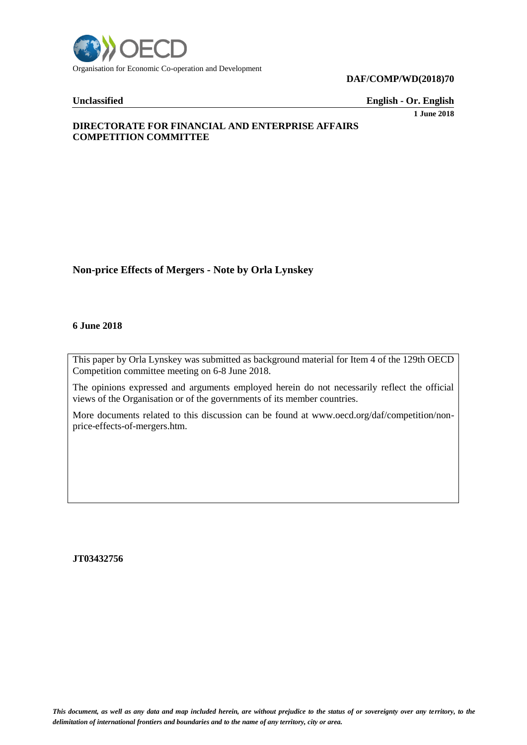Organisation for Economic Co-operation and Development

**DAF/COMP/WD(2018)70**

**Unclassified** **English - Or. English**

**1 June 2018**

**DIRECTORATE FOR FINANCIAL AND ENTERPRISE AFFAIRS**
**COMPETITION COMMITTEE**

# Non-price Effects of Mergers - Note by Orla Lynskey

**6 June 2018**

This paper by Orla Lynskey was submitted as background material for Item 4 of the 129th OECD Competition committee meeting on 6-8 June 2018.

The opinions expressed and arguments employed herein do not necessarily reflect the official views of the Organisation or of the governments of its member countries.

More documents related to this discussion can be found at www.oecd.org/daf/competition/non-price-effects-of-mergers.htm.

**JT03432756**

*This document, as well as any data and map included herein, are without prejudice to the status of or sovereignty over any territory, to the delimitation of international frontiers and boundaries and to the name of any territory, city or area.*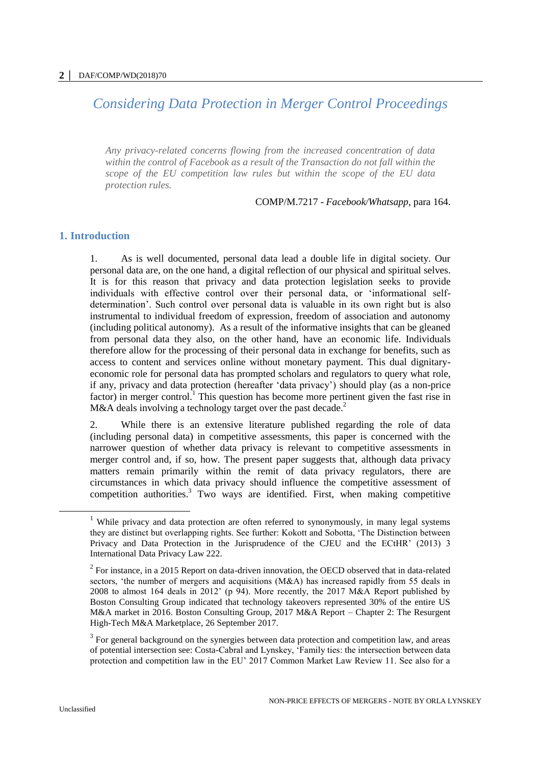## *Considering Data Protection in Merger Control Proceedings*

> *Any privacy-related concerns flowing from the increased concentration of data within the control of Facebook as a result of the Transaction do not fall within the scope of the EU competition law rules but within the scope of the EU data protection rules.*
>
> COMP/M.7217 - *Facebook/Whatsapp*, para 164.

### 1. Introduction

1. As is well documented, personal data lead a double life in digital society. Our personal data are, on the one hand, a digital reflection of our physical and spiritual selves. It is for this reason that privacy and data protection legislation seeks to provide individuals with effective control over their personal data, or 'informational self-determination'. Such control over personal data is valuable in its own right but is also instrumental to individual freedom of expression, freedom of association and autonomy (including political autonomy). As a result of the informative insights that can be gleaned from personal data they also, on the other hand, have an economic life. Individuals therefore allow for the processing of their personal data in exchange for benefits, such as access to content and services online without monetary payment. This dual dignitary-economic role for personal data has prompted scholars and regulators to query what role, if any, privacy and data protection (hereafter 'data privacy') should play (as a non-price factor) in merger control.[1] This question has become more pertinent given the fast rise in M&A deals involving a technology target over the past decade.[2]

2. While there is an extensive literature published regarding the role of data (including personal data) in competitive assessments, this paper is concerned with the narrower question of whether data privacy is relevant to competitive assessments in merger control and, if so, how. The present paper suggests that, although data privacy matters remain primarily within the remit of data privacy regulators, there are circumstances in which data privacy should influence the competitive assessment of competition authorities.[3] Two ways are identified. First, when making competitive

---

[1] While privacy and data protection are often referred to synonymously, in many legal systems they are distinct but overlapping rights. See further: Kokott and Sobotta, 'The Distinction between Privacy and Data Protection in the Jurisprudence of the CJEU and the ECtHR' (2013) 3 International Data Privacy Law 222.

[2] For instance, in a 2015 Report on data-driven innovation, the OECD observed that in data-related sectors, 'the number of mergers and acquisitions (M&A) has increased rapidly from 55 deals in 2008 to almost 164 deals in 2012' (p 94). More recently, the 2017 M&A Report published by Boston Consulting Group indicated that technology takeovers represented 30% of the entire US M&A market in 2016. Boston Consulting Group, 2017 M&A Report – Chapter 2: The Resurgent High-Tech M&A Marketplace, 26 September 2017.

[3] For general background on the synergies between data protection and competition law, and areas of potential intersection see: Costa-Cabral and Lynskey, 'Family ties: the intersection between data protection and competition law in the EU' 2017 Common Market Law Review 11. See also for a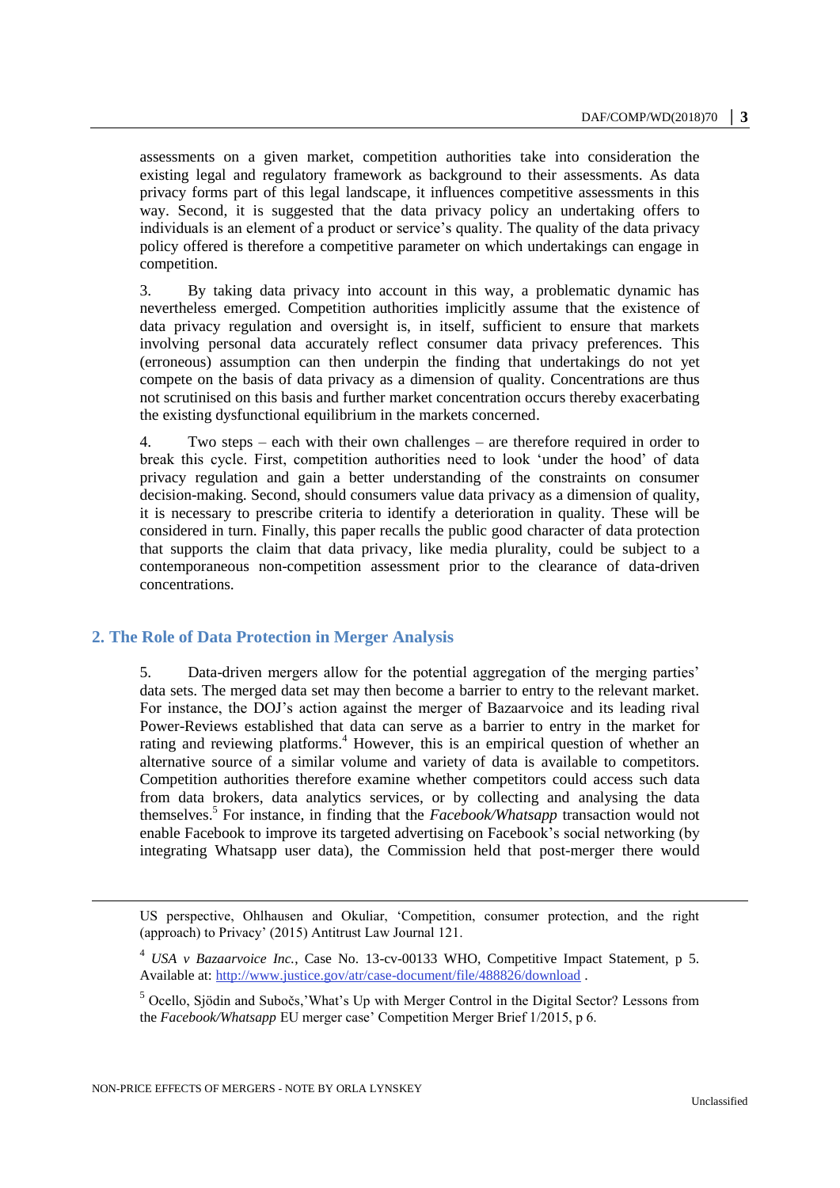assessments on a given market, competition authorities take into consideration the existing legal and regulatory framework as background to their assessments. As data privacy forms part of this legal landscape, it influences competitive assessments in this way. Second, it is suggested that the data privacy policy an undertaking offers to individuals is an element of a product or service's quality. The quality of the data privacy policy offered is therefore a competitive parameter on which undertakings can engage in competition.

3. By taking data privacy into account in this way, a problematic dynamic has nevertheless emerged. Competition authorities implicitly assume that the existence of data privacy regulation and oversight is, in itself, sufficient to ensure that markets involving personal data accurately reflect consumer data privacy preferences. This (erroneous) assumption can then underpin the finding that undertakings do not yet compete on the basis of data privacy as a dimension of quality. Concentrations are thus not scrutinised on this basis and further market concentration occurs thereby exacerbating the existing dysfunctional equilibrium in the markets concerned.

4. Two steps – each with their own challenges – are therefore required in order to break this cycle. First, competition authorities need to look 'under the hood' of data privacy regulation and gain a better understanding of the constraints on consumer decision-making. Second, should consumers value data privacy as a dimension of quality, it is necessary to prescribe criteria to identify a deterioration in quality. These will be considered in turn. Finally, this paper recalls the public good character of data protection that supports the claim that data privacy, like media plurality, could be subject to a contemporaneous non-competition assessment prior to the clearance of data-driven concentrations.

## 2. The Role of Data Protection in Merger Analysis

5. Data-driven mergers allow for the potential aggregation of the merging parties' data sets. The merged data set may then become a barrier to entry to the relevant market. For instance, the DOJ's action against the merger of Bazaarvoice and its leading rival Power-Reviews established that data can serve as a barrier to entry in the market for rating and reviewing platforms.[4] However, this is an empirical question of whether an alternative source of a similar volume and variety of data is available to competitors. Competition authorities therefore examine whether competitors could access such data from data brokers, data analytics services, or by collecting and analysing the data themselves.[5] For instance, in finding that the *Facebook/Whatsapp* transaction would not enable Facebook to improve its targeted advertising on Facebook's social networking (by integrating Whatsapp user data), the Commission held that post-merger there would

---

US perspective, Ohlhausen and Okuliar, 'Competition, consumer protection, and the right (approach) to Privacy' (2015) Antitrust Law Journal 121.

[4] *USA v Bazaarvoice Inc.*, Case No. 13-cv-00133 WHO, Competitive Impact Statement, p 5. Available at: http://www.justice.gov/atr/case-document/file/488826/download .

[5] Ocello, Sjödin and Subočs,'What's Up with Merger Control in the Digital Sector? Lessons from the *Facebook/Whatsapp* EU merger case' Competition Merger Brief 1/2015, p 6.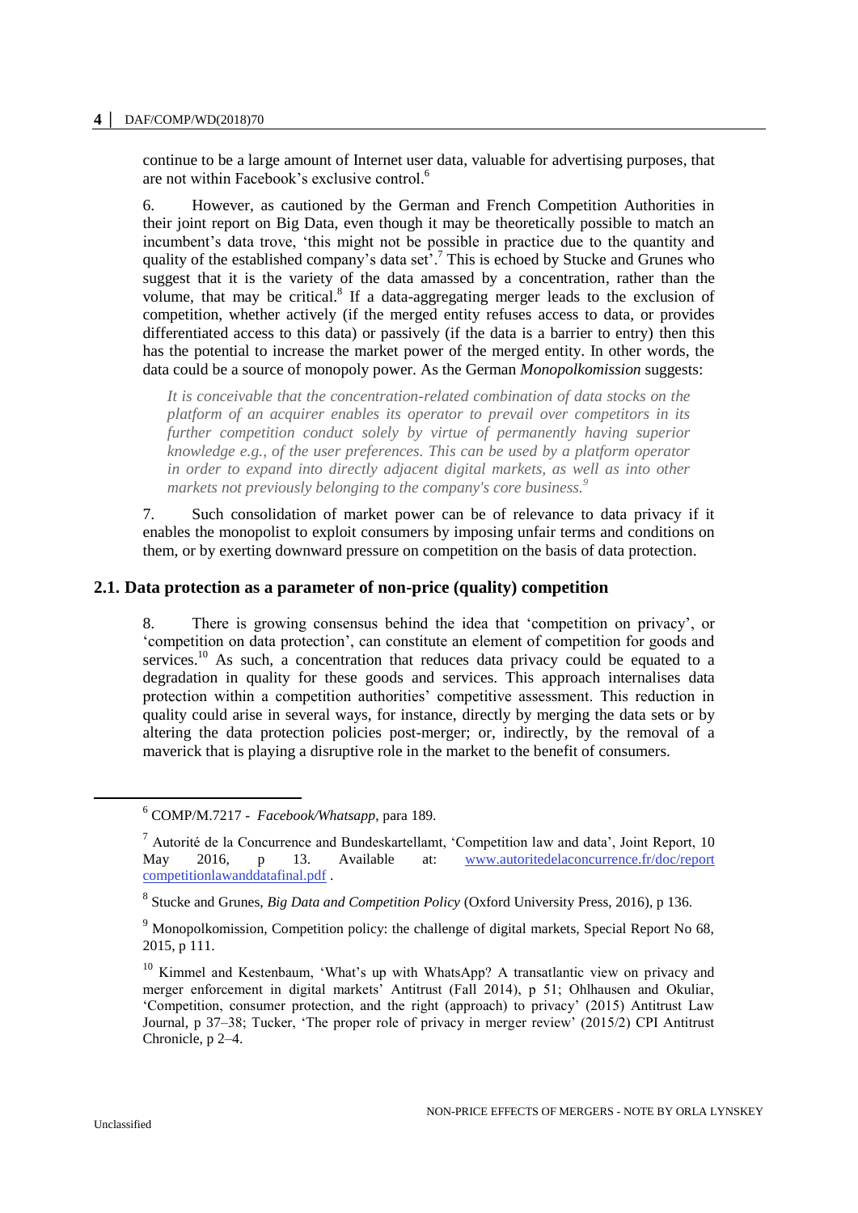continue to be a large amount of Internet user data, valuable for advertising purposes, that are not within Facebook's exclusive control.[6]

6. However, as cautioned by the German and French Competition Authorities in their joint report on Big Data, even though it may be theoretically possible to match an incumbent's data trove, 'this might not be possible in practice due to the quantity and quality of the established company's data set'.[7] This is echoed by Stucke and Grunes who suggest that it is the variety of the data amassed by a concentration, rather than the volume, that may be critical.[8] If a data-aggregating merger leads to the exclusion of competition, whether actively (if the merged entity refuses access to data, or provides differentiated access to this data) or passively (if the data is a barrier to entry) then this has the potential to increase the market power of the merged entity. In other words, the data could be a source of monopoly power. As the German *Monopolkomission* suggests:

> *It is conceivable that the concentration-related combination of data stocks on the platform of an acquirer enables its operator to prevail over competitors in its further competition conduct solely by virtue of permanently having superior knowledge e.g., of the user preferences. This can be used by a platform operator in order to expand into directly adjacent digital markets, as well as into other markets not previously belonging to the company's core business.*[9]

7. Such consolidation of market power can be of relevance to data privacy if it enables the monopolist to exploit consumers by imposing unfair terms and conditions on them, or by exerting downward pressure on competition on the basis of data protection.

### 2.1. Data protection as a parameter of non-price (quality) competition

8. There is growing consensus behind the idea that 'competition on privacy', or 'competition on data protection', can constitute an element of competition for goods and services.[10] As such, a concentration that reduces data privacy could be equated to a degradation in quality for these goods and services. This approach internalises data protection within a competition authorities' competitive assessment. This reduction in quality could arise in several ways, for instance, directly by merging the data sets or by altering the data protection policies post-merger; or, indirectly, by the removal of a maverick that is playing a disruptive role in the market to the benefit of consumers.

---

[6] COMP/M.7217 - *Facebook/Whatsapp*, para 189.

[7] Autorité de la Concurrence and Bundeskartellamt, 'Competition law and data', Joint Report, 10 May 2016, p 13. Available at: www.autoritedelaconcurrence.fr/doc/reportcompetitionlawanddatafinal.pdf .

[8] Stucke and Grunes, *Big Data and Competition Policy* (Oxford University Press, 2016), p 136.

[9] Monopolkomission, Competition policy: the challenge of digital markets, Special Report No 68, 2015, p 111.

[10] Kimmel and Kestenbaum, 'What's up with WhatsApp? A transatlantic view on privacy and merger enforcement in digital markets' Antitrust (Fall 2014), p 51; Ohlhausen and Okuliar, 'Competition, consumer protection, and the right (approach) to privacy' (2015) Antitrust Law Journal, p 37–38; Tucker, 'The proper role of privacy in merger review' (2015/2) CPI Antitrust Chronicle, p 2–4.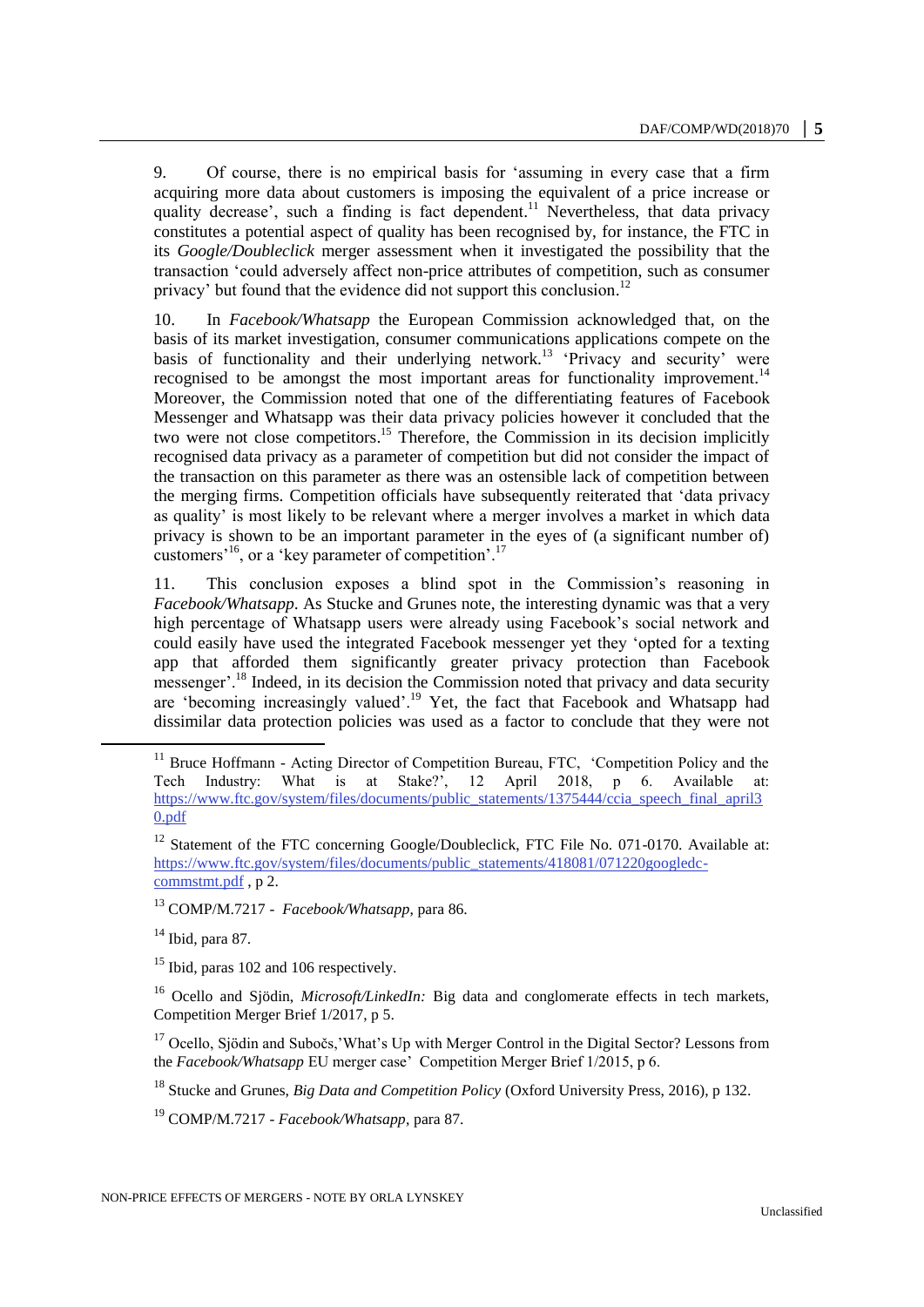9. Of course, there is no empirical basis for 'assuming in every case that a firm acquiring more data about customers is imposing the equivalent of a price increase or quality decrease', such a finding is fact dependent.[11] Nevertheless, that data privacy constitutes a potential aspect of quality has been recognised by, for instance, the FTC in its *Google/Doubleclick* merger assessment when it investigated the possibility that the transaction 'could adversely affect non-price attributes of competition, such as consumer privacy' but found that the evidence did not support this conclusion.[12]

10. In *Facebook/Whatsapp* the European Commission acknowledged that, on the basis of its market investigation, consumer communications applications compete on the basis of functionality and their underlying network.[13] 'Privacy and security' were recognised to be amongst the most important areas for functionality improvement.[14] Moreover, the Commission noted that one of the differentiating features of Facebook Messenger and Whatsapp was their data privacy policies however it concluded that the two were not close competitors.[15] Therefore, the Commission in its decision implicitly recognised data privacy as a parameter of competition but did not consider the impact of the transaction on this parameter as there was an ostensible lack of competition between the merging firms. Competition officials have subsequently reiterated that 'data privacy as quality' is most likely to be relevant where a merger involves a market in which data privacy is shown to be an important parameter in the eyes of (a significant number of) customers'[16], or a 'key parameter of competition'.[17]

11. This conclusion exposes a blind spot in the Commission's reasoning in *Facebook/Whatsapp*. As Stucke and Grunes note, the interesting dynamic was that a very high percentage of Whatsapp users were already using Facebook's social network and could easily have used the integrated Facebook messenger yet they 'opted for a texting app that afforded them significantly greater privacy protection than Facebook messenger'.[18] Indeed, in its decision the Commission noted that privacy and data security are 'becoming increasingly valued'.[19] Yet, the fact that Facebook and Whatsapp had dissimilar data protection policies was used as a factor to conclude that they were not

---

[11] Bruce Hoffmann - Acting Director of Competition Bureau, FTC, 'Competition Policy and the Tech Industry: What is at Stake?', 12 April 2018, p 6. Available at: https://www.ftc.gov/system/files/documents/public_statements/1375444/ccia_speech_final_april30.pdf

[12] Statement of the FTC concerning Google/Doubleclick, FTC File No. 071-0170. Available at: https://www.ftc.gov/system/files/documents/public_statements/418081/071220googledc-commstmt.pdf , p 2.

[13] COMP/M.7217 - *Facebook/Whatsapp*, para 86.

[14] Ibid, para 87.

[15] Ibid, paras 102 and 106 respectively.

[16] Ocello and Sjödin, *Microsoft/LinkedIn:* Big data and conglomerate effects in tech markets, Competition Merger Brief 1/2017, p 5.

[17] Ocello, Sjödin and Subočs,'What's Up with Merger Control in the Digital Sector? Lessons from the *Facebook/Whatsapp* EU merger case' Competition Merger Brief 1/2015, p 6.

[18] Stucke and Grunes, *Big Data and Competition Policy* (Oxford University Press, 2016), p 132.

[19] COMP/M.7217 - *Facebook/Whatsapp*, para 87.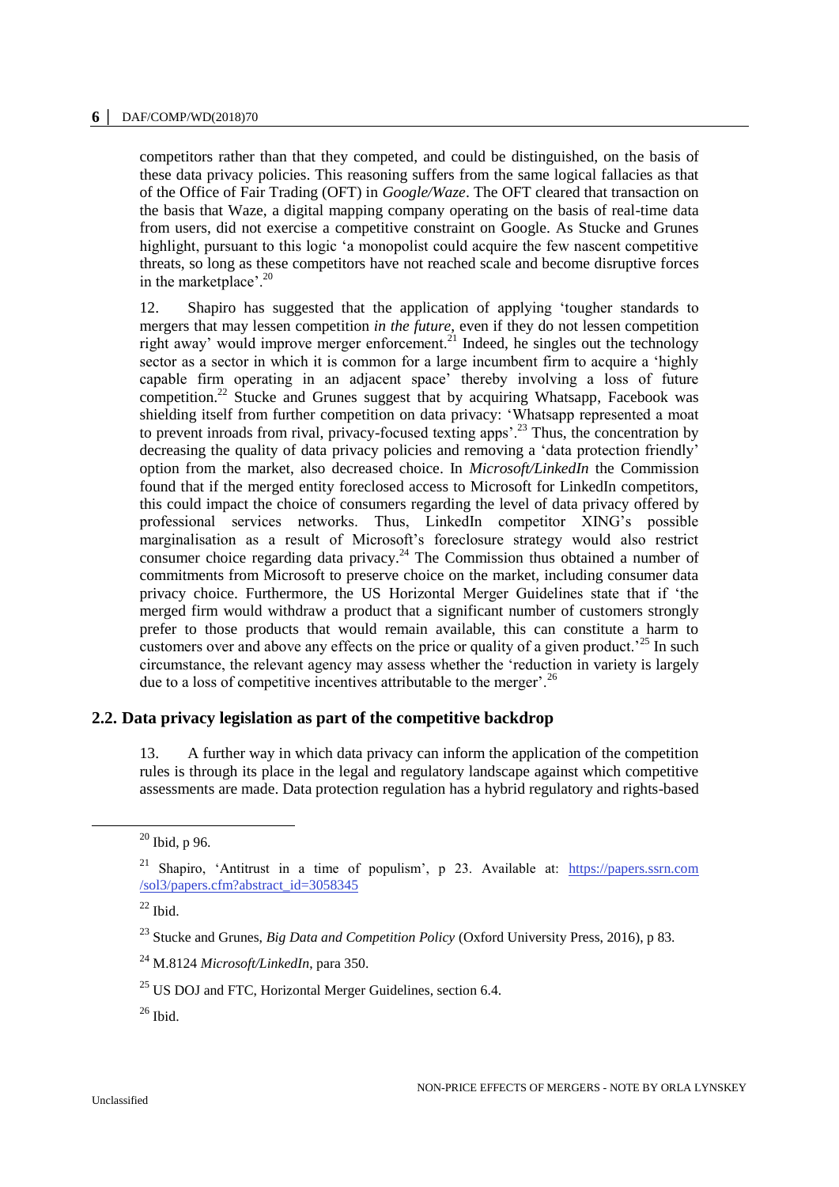competitors rather than that they competed, and could be distinguished, on the basis of these data privacy policies. This reasoning suffers from the same logical fallacies as that of the Office of Fair Trading (OFT) in *Google/Waze*. The OFT cleared that transaction on the basis that Waze, a digital mapping company operating on the basis of real-time data from users, did not exercise a competitive constraint on Google. As Stucke and Grunes highlight, pursuant to this logic 'a monopolist could acquire the few nascent competitive threats, so long as these competitors have not reached scale and become disruptive forces in the marketplace'.[20]

12. Shapiro has suggested that the application of applying 'tougher standards to mergers that may lessen competition *in the future*, even if they do not lessen competition right away' would improve merger enforcement.[21] Indeed, he singles out the technology sector as a sector in which it is common for a large incumbent firm to acquire a 'highly capable firm operating in an adjacent space' thereby involving a loss of future competition.[22] Stucke and Grunes suggest that by acquiring Whatsapp, Facebook was shielding itself from further competition on data privacy: 'Whatsapp represented a moat to prevent inroads from rival, privacy-focused texting apps'.[23] Thus, the concentration by decreasing the quality of data privacy policies and removing a 'data protection friendly' option from the market, also decreased choice. In *Microsoft/LinkedIn* the Commission found that if the merged entity foreclosed access to Microsoft for LinkedIn competitors, this could impact the choice of consumers regarding the level of data privacy offered by professional services networks. Thus, LinkedIn competitor XING's possible marginalisation as a result of Microsoft's foreclosure strategy would also restrict consumer choice regarding data privacy.[24] The Commission thus obtained a number of commitments from Microsoft to preserve choice on the market, including consumer data privacy choice. Furthermore, the US Horizontal Merger Guidelines state that if 'the merged firm would withdraw a product that a significant number of customers strongly prefer to those products that would remain available, this can constitute a harm to customers over and above any effects on the price or quality of a given product.'[25] In such circumstance, the relevant agency may assess whether the 'reduction in variety is largely due to a loss of competitive incentives attributable to the merger'.[26]

## 2.2. Data privacy legislation as part of the competitive backdrop

13. A further way in which data privacy can inform the application of the competition rules is through its place in the legal and regulatory landscape against which competitive assessments are made. Data protection regulation has a hybrid regulatory and rights-based

---

[20] Ibid, p 96.

[21] Shapiro, 'Antitrust in a time of populism', p 23. Available at: https://papers.ssrn.com/sol3/papers.cfm?abstract_id=3058345

[22] Ibid.

[23] Stucke and Grunes, *Big Data and Competition Policy* (Oxford University Press, 2016), p 83.

[24] M.8124 *Microsoft/LinkedIn*, para 350.

[25] US DOJ and FTC, Horizontal Merger Guidelines, section 6.4.

[26] Ibid.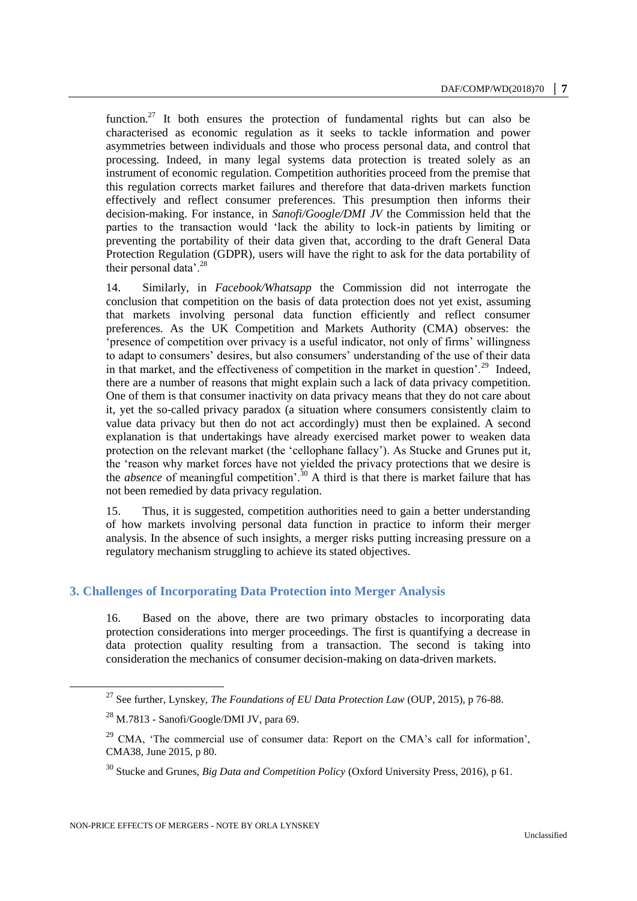function.[27] It both ensures the protection of fundamental rights but can also be characterised as economic regulation as it seeks to tackle information and power asymmetries between individuals and those who process personal data, and control that processing. Indeed, in many legal systems data protection is treated solely as an instrument of economic regulation. Competition authorities proceed from the premise that this regulation corrects market failures and therefore that data-driven markets function effectively and reflect consumer preferences. This presumption then informs their decision-making. For instance, in *Sanofi/Google/DMI JV* the Commission held that the parties to the transaction would 'lack the ability to lock-in patients by limiting or preventing the portability of their data given that, according to the draft General Data Protection Regulation (GDPR), users will have the right to ask for the data portability of their personal data'.[28]

14. Similarly, in *Facebook/Whatsapp* the Commission did not interrogate the conclusion that competition on the basis of data protection does not yet exist, assuming that markets involving personal data function efficiently and reflect consumer preferences. As the UK Competition and Markets Authority (CMA) observes: the 'presence of competition over privacy is a useful indicator, not only of firms' willingness to adapt to consumers' desires, but also consumers' understanding of the use of their data in that market, and the effectiveness of competition in the market in question'.[29] Indeed, there are a number of reasons that might explain such a lack of data privacy competition. One of them is that consumer inactivity on data privacy means that they do not care about it, yet the so-called privacy paradox (a situation where consumers consistently claim to value data privacy but then do not act accordingly) must then be explained. A second explanation is that undertakings have already exercised market power to weaken data protection on the relevant market (the 'cellophane fallacy'). As Stucke and Grunes put it, the 'reason why market forces have not yielded the privacy protections that we desire is the *absence* of meaningful competition'.[30] A third is that there is market failure that has not been remedied by data privacy regulation.

15. Thus, it is suggested, competition authorities need to gain a better understanding of how markets involving personal data function in practice to inform their merger analysis. In the absence of such insights, a merger risks putting increasing pressure on a regulatory mechanism struggling to achieve its stated objectives.

## 3. Challenges of Incorporating Data Protection into Merger Analysis

16. Based on the above, there are two primary obstacles to incorporating data protection considerations into merger proceedings. The first is quantifying a decrease in data protection quality resulting from a transaction. The second is taking into consideration the mechanics of consumer decision-making on data-driven markets.

---

[27] See further, Lynskey, *The Foundations of EU Data Protection Law* (OUP, 2015), p 76-88.

[28] M.7813 - Sanofi/Google/DMI JV, para 69.

[29] CMA, 'The commercial use of consumer data: Report on the CMA's call for information', CMA38, June 2015, p 80.

[30] Stucke and Grunes, *Big Data and Competition Policy* (Oxford University Press, 2016), p 61.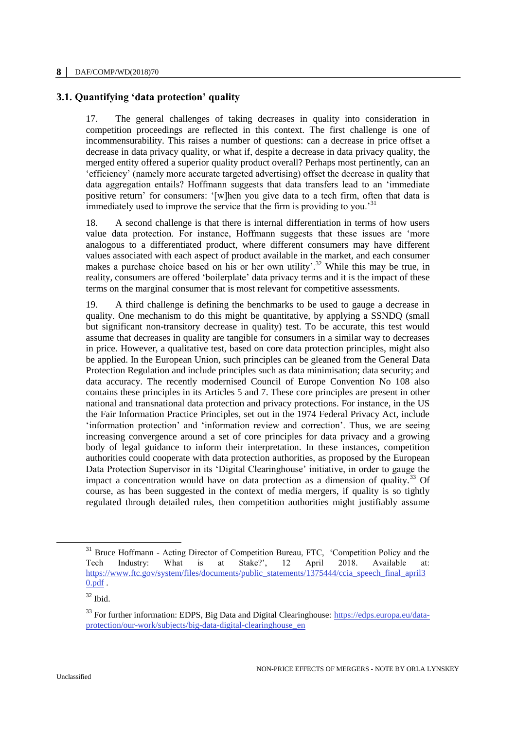## 3.1. Quantifying 'data protection' quality

17. The general challenges of taking decreases in quality into consideration in competition proceedings are reflected in this context. The first challenge is one of incommensurability. This raises a number of questions: can a decrease in price offset a decrease in data privacy quality, or what if, despite a decrease in data privacy quality, the merged entity offered a superior quality product overall? Perhaps most pertinently, can an 'efficiency' (namely more accurate targeted advertising) offset the decrease in quality that data aggregation entails? Hoffmann suggests that data transfers lead to an 'immediate positive return' for consumers: '[w]hen you give data to a tech firm, often that data is immediately used to improve the service that the firm is providing to you.'[31]

18. A second challenge is that there is internal differentiation in terms of how users value data protection. For instance, Hoffmann suggests that these issues are 'more analogous to a differentiated product, where different consumers may have different values associated with each aspect of product available in the market, and each consumer makes a purchase choice based on his or her own utility'.[32] While this may be true, in reality, consumers are offered 'boilerplate' data privacy terms and it is the impact of these terms on the marginal consumer that is most relevant for competitive assessments.

19. A third challenge is defining the benchmarks to be used to gauge a decrease in quality. One mechanism to do this might be quantitative, by applying a SSNDQ (small but significant non-transitory decrease in quality) test. To be accurate, this test would assume that decreases in quality are tangible for consumers in a similar way to decreases in price. However, a qualitative test, based on core data protection principles, might also be applied. In the European Union, such principles can be gleaned from the General Data Protection Regulation and include principles such as data minimisation; data security; and data accuracy. The recently modernised Council of Europe Convention No 108 also contains these principles in its Articles 5 and 7. These core principles are present in other national and transnational data protection and privacy protections. For instance, in the US the Fair Information Practice Principles, set out in the 1974 Federal Privacy Act, include 'information protection' and 'information review and correction'. Thus, we are seeing increasing convergence around a set of core principles for data privacy and a growing body of legal guidance to inform their interpretation. In these instances, competition authorities could cooperate with data protection authorities, as proposed by the European Data Protection Supervisor in its 'Digital Clearinghouse' initiative, in order to gauge the impact a concentration would have on data protection as a dimension of quality.[33] Of course, as has been suggested in the context of media mergers, if quality is so tightly regulated through detailed rules, then competition authorities might justifiably assume

---

[31] Bruce Hoffmann - Acting Director of Competition Bureau, FTC, 'Competition Policy and the Tech Industry: What is at Stake?', 12 April 2018. Available at: https://www.ftc.gov/system/files/documents/public_statements/1375444/ccia_speech_final_april30.pdf .

[32] Ibid.

[33] For further information: EDPS, Big Data and Digital Clearinghouse: https://edps.europa.eu/data-protection/our-work/subjects/big-data-digital-clearinghouse_en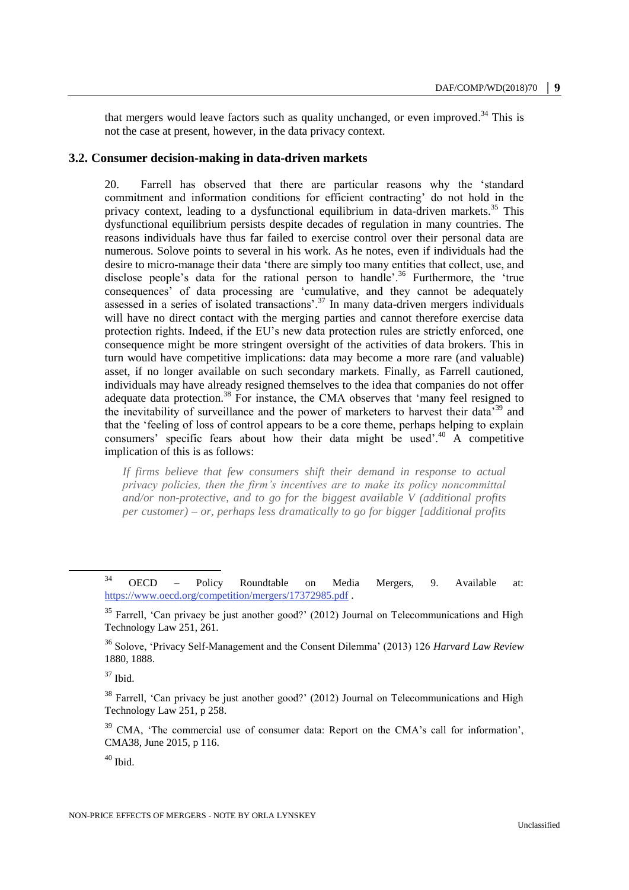that mergers would leave factors such as quality unchanged, or even improved.[34] This is not the case at present, however, in the data privacy context.

### 3.2. Consumer decision-making in data-driven markets

20. Farrell has observed that there are particular reasons why the 'standard commitment and information conditions for efficient contracting' do not hold in the privacy context, leading to a dysfunctional equilibrium in data-driven markets.[35] This dysfunctional equilibrium persists despite decades of regulation in many countries. The reasons individuals have thus far failed to exercise control over their personal data are numerous. Solove points to several in his work. As he notes, even if individuals had the desire to micro-manage their data 'there are simply too many entities that collect, use, and disclose people's data for the rational person to handle'.[36] Furthermore, the 'true consequences' of data processing are 'cumulative, and they cannot be adequately assessed in a series of isolated transactions'.[37] In many data-driven mergers individuals will have no direct contact with the merging parties and cannot therefore exercise data protection rights. Indeed, if the EU's new data protection rules are strictly enforced, one consequence might be more stringent oversight of the activities of data brokers. This in turn would have competitive implications: data may become a more rare (and valuable) asset, if no longer available on such secondary markets. Finally, as Farrell cautioned, individuals may have already resigned themselves to the idea that companies do not offer adequate data protection.[38] For instance, the CMA observes that 'many feel resigned to the inevitability of surveillance and the power of marketers to harvest their data'[39] and that the 'feeling of loss of control appears to be a core theme, perhaps helping to explain consumers' specific fears about how their data might be used'.[40] A competitive implication of this is as follows:

> *If firms believe that few consumers shift their demand in response to actual privacy policies, then the firm's incentives are to make its policy noncommittal and/or non-protective, and to go for the biggest available V (additional profits per customer) – or, perhaps less dramatically to go for bigger [additional profits*

---

[34] OECD – Policy Roundtable on Media Mergers, 9. Available at: https://www.oecd.org/competition/mergers/17372985.pdf .

[35] Farrell, 'Can privacy be just another good?' (2012) Journal on Telecommunications and High Technology Law 251, 261.

[36] Solove, 'Privacy Self-Management and the Consent Dilemma' (2013) 126 *Harvard Law Review* 1880, 1888.

[37] Ibid.

[38] Farrell, 'Can privacy be just another good?' (2012) Journal on Telecommunications and High Technology Law 251, p 258.

[39] CMA, 'The commercial use of consumer data: Report on the CMA's call for information', CMA38, June 2015, p 116.

[40] Ibid.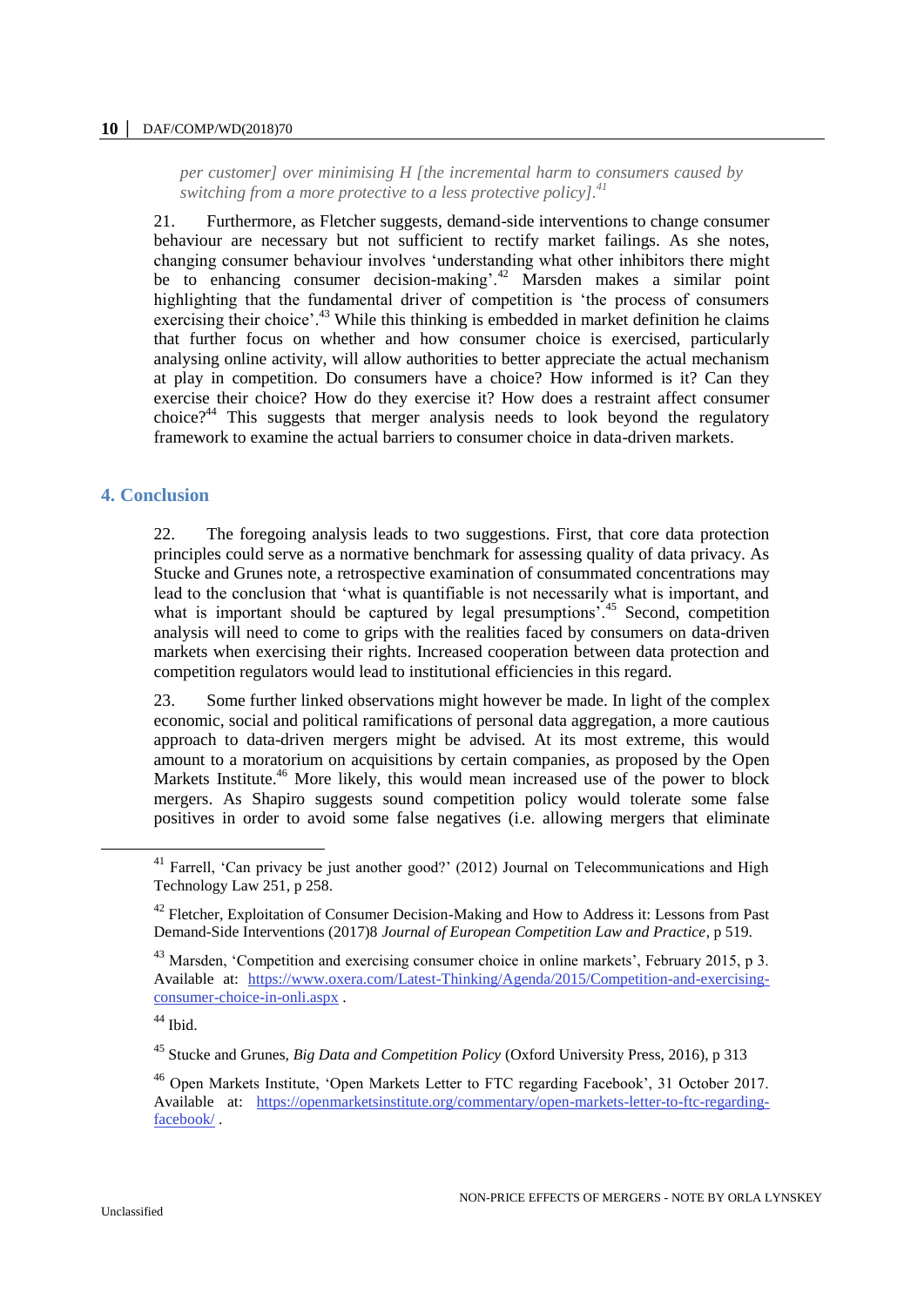*per customer] over minimising H [the incremental harm to consumers caused by switching from a more protective to a less protective policy].*[41]

21. Furthermore, as Fletcher suggests, demand-side interventions to change consumer behaviour are necessary but not sufficient to rectify market failings. As she notes, changing consumer behaviour involves 'understanding what other inhibitors there might be to enhancing consumer decision-making'.[42] Marsden makes a similar point highlighting that the fundamental driver of competition is 'the process of consumers exercising their choice'.[43] While this thinking is embedded in market definition he claims that further focus on whether and how consumer choice is exercised, particularly analysing online activity, will allow authorities to better appreciate the actual mechanism at play in competition. Do consumers have a choice? How informed is it? Can they exercise their choice? How do they exercise it? How does a restraint affect consumer choice?[44] This suggests that merger analysis needs to look beyond the regulatory framework to examine the actual barriers to consumer choice in data-driven markets.

## 4. Conclusion

22. The foregoing analysis leads to two suggestions. First, that core data protection principles could serve as a normative benchmark for assessing quality of data privacy. As Stucke and Grunes note, a retrospective examination of consummated concentrations may lead to the conclusion that 'what is quantifiable is not necessarily what is important, and what is important should be captured by legal presumptions'.[45] Second, competition analysis will need to come to grips with the realities faced by consumers on data-driven markets when exercising their rights. Increased cooperation between data protection and competition regulators would lead to institutional efficiencies in this regard.

23. Some further linked observations might however be made. In light of the complex economic, social and political ramifications of personal data aggregation, a more cautious approach to data-driven mergers might be advised. At its most extreme, this would amount to a moratorium on acquisitions by certain companies, as proposed by the Open Markets Institute.[46] More likely, this would mean increased use of the power to block mergers. As Shapiro suggests sound competition policy would tolerate some false positives in order to avoid some false negatives (i.e. allowing mergers that eliminate

---

[41] Farrell, 'Can privacy be just another good?' (2012) Journal on Telecommunications and High Technology Law 251, p 258.

[42] Fletcher, Exploitation of Consumer Decision-Making and How to Address it: Lessons from Past Demand-Side Interventions (2017)8 *Journal of European Competition Law and Practice*, p 519.

[43] Marsden, 'Competition and exercising consumer choice in online markets', February 2015, p 3. Available at: https://www.oxera.com/Latest-Thinking/Agenda/2015/Competition-and-exercising-consumer-choice-in-onli.aspx .

[44] Ibid.

[45] Stucke and Grunes, *Big Data and Competition Policy* (Oxford University Press, 2016), p 313

[46] Open Markets Institute, 'Open Markets Letter to FTC regarding Facebook', 31 October 2017. Available at: https://openmarketsinstitute.org/commentary/open-markets-letter-to-ftc-regarding-facebook/ .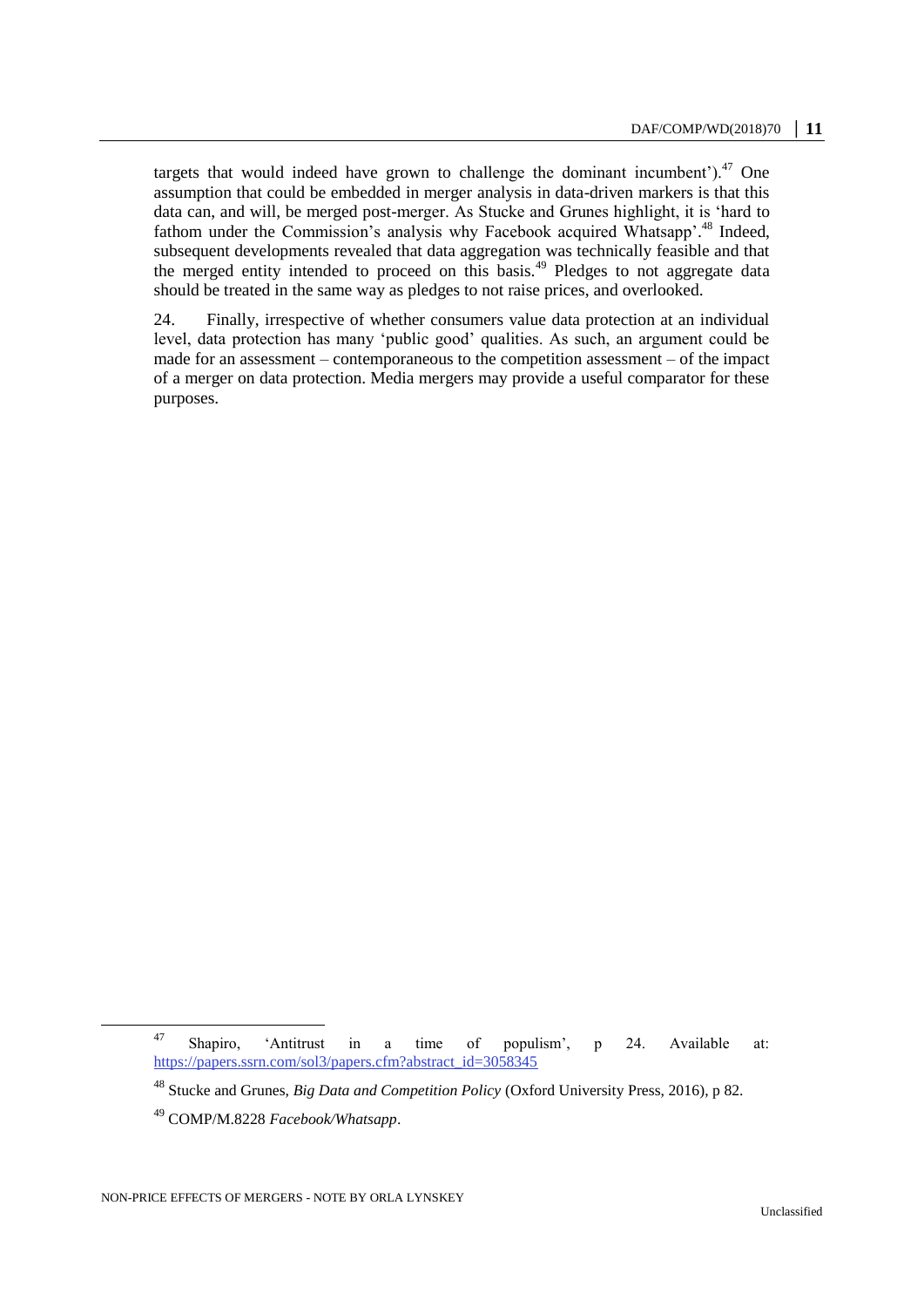targets that would indeed have grown to challenge the dominant incumbent').[47] One assumption that could be embedded in merger analysis in data-driven markers is that this data can, and will, be merged post-merger. As Stucke and Grunes highlight, it is 'hard to fathom under the Commission's analysis why Facebook acquired Whatsapp'.[48] Indeed, subsequent developments revealed that data aggregation was technically feasible and that the merged entity intended to proceed on this basis.[49] Pledges to not aggregate data should be treated in the same way as pledges to not raise prices, and overlooked.

24. Finally, irrespective of whether consumers value data protection at an individual level, data protection has many 'public good' qualities. As such, an argument could be made for an assessment – contemporaneous to the competition assessment – of the impact of a merger on data protection. Media mergers may provide a useful comparator for these purposes.

[47] Shapiro, 'Antitrust in a time of populism', p 24. Available at: https://papers.ssrn.com/sol3/papers.cfm?abstract_id=3058345

[48] Stucke and Grunes, *Big Data and Competition Policy* (Oxford University Press, 2016), p 82.

[49] COMP/M.8228 *Facebook/Whatsapp*.